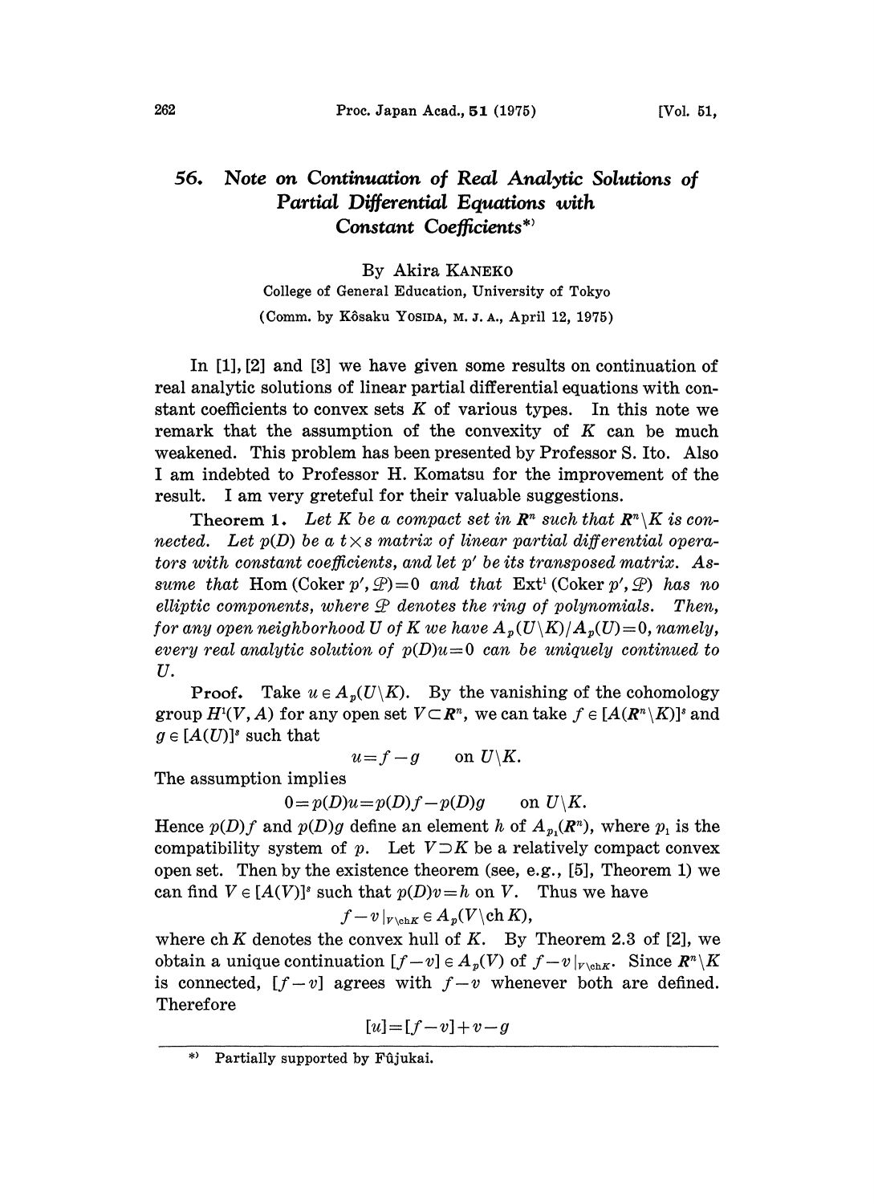# 56. *Note on Continuation of Real Analytic Solutions of Partial Differential Equations with Constant Coefficients*[*)]

By Akira KANEKO

College of General Education, University of Tokyo

(Comm. by Kôsaku YOSIDA, M. J. A., April 12, 1975)

In [1], [2] and [3] we have given some results on continuation of real analytic solutions of linear partial differential equations with constant coefficients to convex sets $K$ of various types. In this note we remark that the assumption of the convexity of $K$ can be much weakened. This problem has been presented by Professor S. Ito. Also I am indebted to Professor H. Komatsu for the improvement of the result. I am very greteful for their valuable suggestions.

**Theorem 1.** *Let $K$ be a compact set in $\mathbf{R}^n$ such that $\mathbf{R}^n \backslash K$ is connected. Let $p(D)$ be a $t \times s$ matrix of linear partial differential operators with constant coefficients, and let $p'$ be its transposed matrix. Assume that* $\operatorname{Hom}(\operatorname{Coker} p', \mathcal{P})=0$ *and that* $\operatorname{Ext}^1(\operatorname{Coker} p', \mathcal{P})$ *has no elliptic components, where $\mathcal{P}$ denotes the ring of polynomials. Then, for any open neighborhood $U$ of $K$ we have $A_p(U\backslash K)/A_p(U)=0$, namely, every real analytic solution of $p(D)u=0$ can be uniquely continued to $U$.*

**Proof.** Take $u \in A_p(U\backslash K)$. By the vanishing of the cohomology group $H^1(V, A)$ for any open set $V \subset \mathbf{R}^n$, we can take $f \in [A(\mathbf{R}^n \backslash K)]^s$ and $g \in [A(U)]^s$ such that

$$u = f - g \qquad \text{on } U\backslash K.$$

The assumption implies

$$0 = p(D)u = p(D)f - p(D)g \qquad \text{on } U\backslash K.$$

Hence $p(D)f$ and $p(D)g$ define an element $h$ of $A_{p_1}(\mathbf{R}^n)$, where $p_1$ is the compatibility system of $p$. Let $V \supset K$ be a relatively compact convex open set. Then by the existence theorem (see, e.g., [5], Theorem 1) we can find $V \in [A(V)]^s$ such that $p(D)v=h$ on $V$. Thus we have

$$f - v|_{V\backslash \operatorname{ch} K} \in A_p(V\backslash \operatorname{ch} K),$$

where $\operatorname{ch} K$ denotes the convex hull of $K$. By Theorem 2.3 of [2], we obtain a unique continuation $[f-v] \in A_p(V)$ of $f-v|_{V\backslash \operatorname{ch} K}$. Since $\mathbf{R}^n\backslash K$ is connected, $[f-v]$ agrees with $f-v$ whenever both are defined. Therefore

$$[u] = [f-v] + v - g$$

---

*) Partially supported by Fûjukai.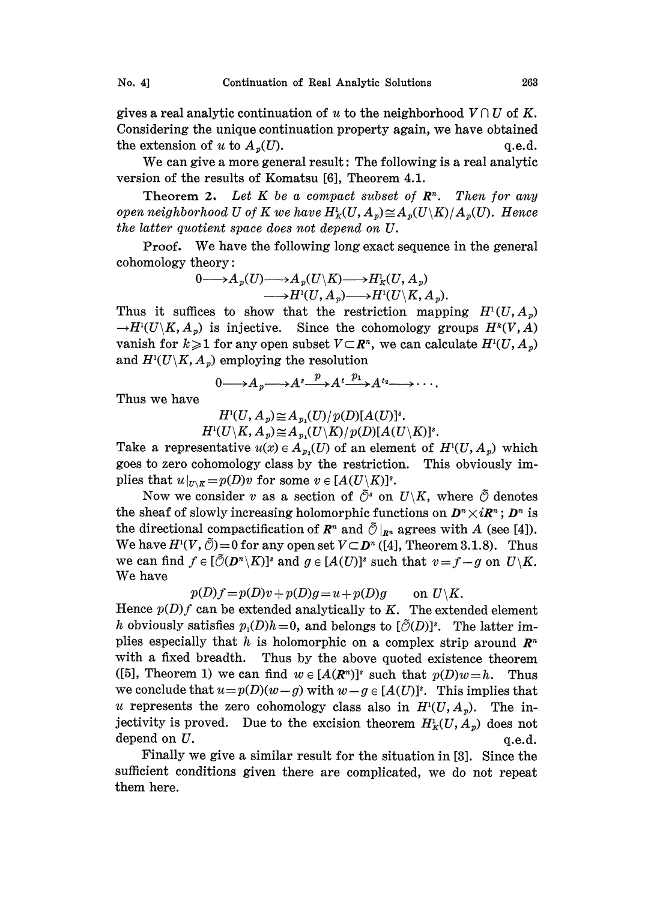gives a real analytic continuation of $u$ to the neighborhood $V \cap U$ of $K$. Considering the unique continuation property again, we have obtained the extension of $u$ to $A_p(U)$. q.e.d.

We can give a more general result: The following is a real analytic version of the results of Komatsu [6], Theorem 4.1.

**Theorem 2.** *Let $K$ be a compact subset of $\mathbf{R}^n$. Then for any open neighborhood $U$ of $K$ we have $H^1_K(U, A_p) \cong A_p(U \backslash K)/A_p(U)$. Hence the latter quotient space does not depend on $U$.*

**Proof.** We have the following long exact sequence in the general cohomology theory:

$$0 \longrightarrow A_p(U) \longrightarrow A_p(U \backslash K) \longrightarrow H^1_K(U, A_p) \\ \longrightarrow H^1(U, A_p) \longrightarrow H^1(U \backslash K, A_p).$$

Thus it suffices to show that the restriction mapping $H^1(U, A_p) \to H^1(U \backslash K, A_p)$ is injective. Since the cohomology groups $H^k(V, A)$ vanish for $k \geqslant 1$ for any open subset $V \subset \mathbf{R}^n$, we can calculate $H^1(U, A_p)$ and $H^1(U \backslash K, A_p)$ employing the resolution

$$0 \longrightarrow A_p \longrightarrow A^s \xrightarrow{\ p\ } A^t \xrightarrow{\ p_1\ } A^{t_2} \longrightarrow \cdots.$$

Thus we have

$$H^1(U, A_p) \cong A_{p_1}(U)/p(D)[A(U)]^s.$$
$$H^1(U \backslash K, A_p) \cong A_{p_1}(U \backslash K)/p(D)[A(U \backslash K)]^s.$$

Take a representative $u(x) \in A_{p_1}(U)$ of an element of $H^1(U, A_p)$ which goes to zero cohomology class by the restriction. This obviously implies that $u|_{U \backslash K} = p(D)v$ for some $v \in [A(U \backslash K)]^s$.

Now we consider $v$ as a section of $\tilde{\mathcal{O}}^s$ on $U \backslash K$, where $\tilde{\mathcal{O}}$ denotes the sheaf of slowly increasing holomorphic functions on $\mathbf{D}^n \times i\mathbf{R}^n$; $\mathbf{D}^n$ is the directional compactification of $\mathbf{R}^n$ and $\tilde{\mathcal{O}}|_{\mathbf{R}^n}$ agrees with $A$ (see [4]). We have $H^1(V, \tilde{\mathcal{O}}) = 0$ for any open set $V \subset \mathbf{D}^n$ ([4], Theorem 3.1.8). Thus we can find $f \in [\tilde{\mathcal{O}}(\mathbf{D}^n \backslash K)]^s$ and $g \in [A(U)]^s$ such that $v = f - g$ on $U \backslash K$. We have

$$p(D)f = p(D)v + p(D)g = u + p(D)g \qquad \text{on } U \backslash K.$$

Hence $p(D)f$ can be extended analytically to $K$. The extended element $h$ obviously satisfies $p_1(D)h = 0$, and belongs to $[\tilde{\mathcal{O}}(D)]^s$. The latter implies especially that $h$ is holomorphic on a complex strip around $\mathbf{R}^n$ with a fixed breadth. Thus by the above quoted existence theorem ([5], Theorem 1) we can find $w \in [A(\mathbf{R}^n)]^s$ such that $p(D)w = h$. Thus we conclude that $u = p(D)(w - g)$ with $w - g \in [A(U)]^s$. This implies that $u$ represents the zero cohomology class also in $H^1(U, A_p)$. The injectivity is proved. Due to the excision theorem $H^1_K(U, A_p)$ does not depend on $U$. q.e.d.

Finally we give a similar result for the situation in [3]. Since the sufficient conditions given there are complicated, we do not repeat them here.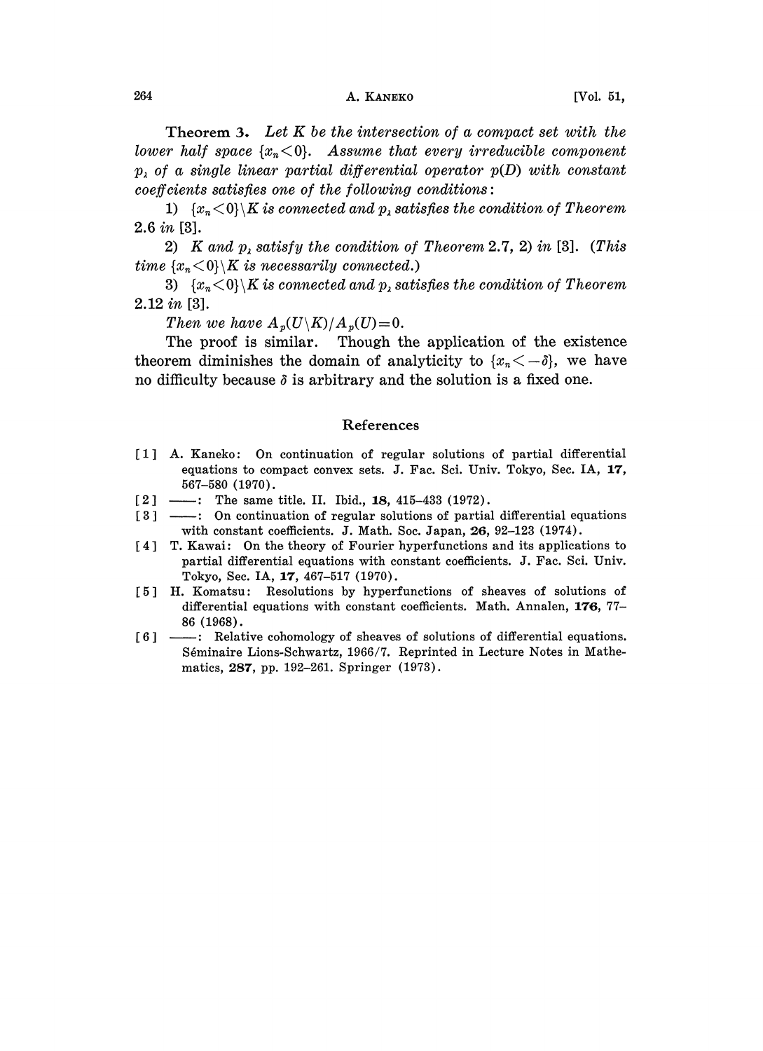**Theorem 3.** *Let $K$ be the intersection of a compact set with the lower half space $\{x_n<0\}$. Assume that every irreducible component $p_\lambda$ of a single linear partial differential operator $p(D)$ with constant coefficients satisfies one of the following conditions:*

1) *$\{x_n<0\}\backslash K$ is connected and $p_\lambda$ satisfies the condition of Theorem* 2.6 *in* [3].

2) *$K$ and $p_\lambda$ satisfy the condition of Theorem* 2.7, 2) *in* [3]. (*This time $\{x_n<0\}\backslash K$ is necessarily connected.*)

3) *$\{x_n<0\}\backslash K$ is connected and $p_\lambda$ satisfies the condition of Theorem* 2.12 *in* [3].

*Then we have $A_p(U\backslash K)/A_p(U)=0$.*

The proof is similar. Though the application of the existence theorem diminishes the domain of analyticity to $\{x_n<-\delta\}$, we have no difficulty because $\delta$ is arbitrary and the solution is a fixed one.

## References

[1] A. Kaneko: On continuation of regular solutions of partial differential equations to compact convex sets. J. Fac. Sci. Univ. Tokyo, Sec. IA, **17**, 567–580 (1970).

[2] ——: The same title. II. Ibid., **18**, 415–433 (1972).

[3] ——: On continuation of regular solutions of partial differential equations with constant coefficients. J. Math. Soc. Japan, **26**, 92–123 (1974).

[4] T. Kawai: On the theory of Fourier hyperfunctions and its applications to partial differential equations with constant coefficients. J. Fac. Sci. Univ. Tokyo, Sec. IA, **17**, 467–517 (1970).

[5] H. Komatsu: Resolutions by hyperfunctions of sheaves of solutions of differential equations with constant coefficients. Math. Annalen, **176**, 77–86 (1968).

[6] ——: Relative cohomology of sheaves of solutions of differential equations. Séminaire Lions-Schwartz, 1966/7. Reprinted in Lecture Notes in Mathematics, **287**, pp. 192–261. Springer (1973).